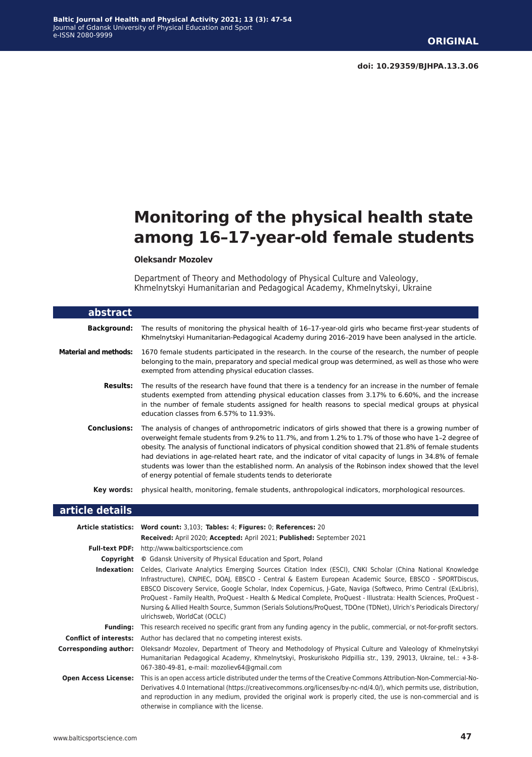ORIGINAL

doi: 10.29359/BJHPA.13.3.06

# Monitoring of the physical health state among 16–17-year-old female students

**Oleksandr Mozolev**

Department of Theory and Methodology of Physical Culture and Valeology, Khmelnytskyi Humanitarian and Pedagogical Academy, Khmelnytskyi, Ukraine

## abstract

**Background:** The results of monitoring the physical health of 16–17-year-old girls who became first-year students of Khmelnytskyi Humanitarian-Pedagogical Academy during 2016–2019 have been analysed in the article.

**Material and methods:** 1670 female students participated in the research. In the course of the research, the number of people belonging to the main, preparatory and special medical group was determined, as well as those who were exempted from attending physical education classes.

**Results:** The results of the research have found that there is a tendency for an increase in the number of female students exempted from attending physical education classes from 3.17% to 6.60%, and the increase in the number of female students assigned for health reasons to special medical groups at physical education classes from 6.57% to 11.93%.

**Conclusions:** The analysis of changes of anthropometric indicators of girls showed that there is a growing number of overweight female students from 9.2% to 11.7%, and from 1.2% to 1.7% of those who have 1–2 degree of obesity. The analysis of functional indicators of physical condition showed that 21.8% of female students had deviations in age-related heart rate, and the indicator of vital capacity of lungs in 34.8% of female students was lower than the established norm. An analysis of the Robinson index showed that the level of energy potential of female students tends to deteriorate

**Key words:** physical health, monitoring, female students, anthropological indicators, morphological resources.

## article details

**Article statistics:** **Word count:** 3,103; **Tables:** 4; **Figures:** 0; **References:** 20

**Received:** April 2020; **Accepted:** April 2021; **Published:** September 2021

**Full-text PDF:** http://www.balticsportscience.com

**Copyright** © Gdansk University of Physical Education and Sport, Poland

**Indexation:** Celdes, Clarivate Analytics Emerging Sources Citation Index (ESCI), CNKI Scholar (China National Knowledge Infrastructure), CNPIEC, DOAJ, EBSCO - Central & Eastern European Academic Source, EBSCO - SPORTDiscus, EBSCO Discovery Service, Google Scholar, Index Copernicus, J-Gate, Naviga (Softweco, Primo Central (ExLibris), ProQuest - Family Health, ProQuest - Health & Medical Complete, ProQuest - Illustrata: Health Sciences, ProQuest - Nursing & Allied Health Source, Summon (Serials Solutions/ProQuest, TDOne (TDNet), Ulrich's Periodicals Directory/ulrichsweb, WorldCat (OCLC)

**Funding:** This research received no specific grant from any funding agency in the public, commercial, or not-for-profit sectors.

**Conflict of interests:** Author has declared that no competing interest exists.

**Corresponding author:** Oleksandr Mozolev, Department of Theory and Methodology of Physical Culture and Valeology of Khmelnytskyi Humanitarian Pedagogical Academy, Khmelnytskyi, Proskuriskoho Pidpillia str., 139, 29013, Ukraine, tel.: +3-8-067-380-49-81, e-mail: mozoliev64@gmail.com

**Open Access License:** This is an open access article distributed under the terms of the Creative Commons Attribution-Non-Commercial-No-Derivatives 4.0 International (https://creativecommons.org/licenses/by-nc-nd/4.0/), which permits use, distribution, and reproduction in any medium, provided the original work is properly cited, the use is non-commercial and is otherwise in compliance with the license.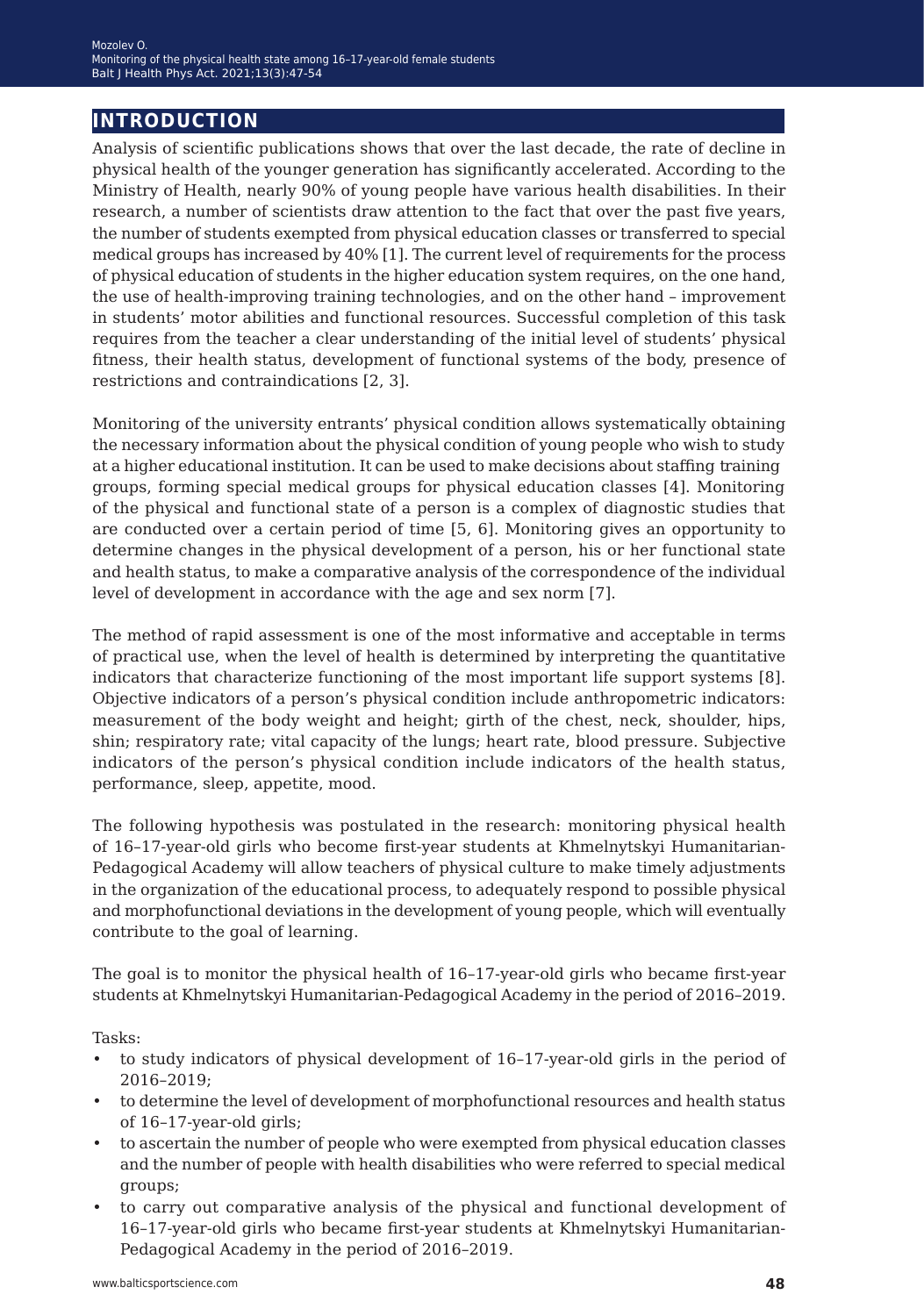## INTRODUCTION

Analysis of scientific publications shows that over the last decade, the rate of decline in physical health of the younger generation has significantly accelerated. According to the Ministry of Health, nearly 90% of young people have various health disabilities. In their research, a number of scientists draw attention to the fact that over the past five years, the number of students exempted from physical education classes or transferred to special medical groups has increased by 40% [1]. The current level of requirements for the process of physical education of students in the higher education system requires, on the one hand, the use of health-improving training technologies, and on the other hand – improvement in students' motor abilities and functional resources. Successful completion of this task requires from the teacher a clear understanding of the initial level of students' physical fitness, their health status, development of functional systems of the body, presence of restrictions and contraindications [2, 3].

Monitoring of the university entrants' physical condition allows systematically obtaining the necessary information about the physical condition of young people who wish to study at a higher educational institution. It can be used to make decisions about staffing training groups, forming special medical groups for physical education classes [4]. Monitoring of the physical and functional state of a person is a complex of diagnostic studies that are conducted over a certain period of time [5, 6]. Monitoring gives an opportunity to determine changes in the physical development of a person, his or her functional state and health status, to make a comparative analysis of the correspondence of the individual level of development in accordance with the age and sex norm [7].

The method of rapid assessment is one of the most informative and acceptable in terms of practical use, when the level of health is determined by interpreting the quantitative indicators that characterize functioning of the most important life support systems [8]. Objective indicators of a person's physical condition include anthropometric indicators: measurement of the body weight and height; girth of the chest, neck, shoulder, hips, shin; respiratory rate; vital capacity of the lungs; heart rate, blood pressure. Subjective indicators of the person's physical condition include indicators of the health status, performance, sleep, appetite, mood.

The following hypothesis was postulated in the research: monitoring physical health of 16–17-year-old girls who become first-year students at Khmelnytskyi Humanitarian-Pedagogical Academy will allow teachers of physical culture to make timely adjustments in the organization of the educational process, to adequately respond to possible physical and morphofunctional deviations in the development of young people, which will eventually contribute to the goal of learning.

The goal is to monitor the physical health of 16–17-year-old girls who became first-year students at Khmelnytskyi Humanitarian-Pedagogical Academy in the period of 2016–2019.

Tasks:

- to study indicators of physical development of 16–17-year-old girls in the period of 2016–2019;
- to determine the level of development of morphofunctional resources and health status of 16–17-year-old girls;
- to ascertain the number of people who were exempted from physical education classes and the number of people with health disabilities who were referred to special medical groups;
- to carry out comparative analysis of the physical and functional development of 16–17-year-old girls who became first-year students at Khmelnytskyi Humanitarian-Pedagogical Academy in the period of 2016–2019.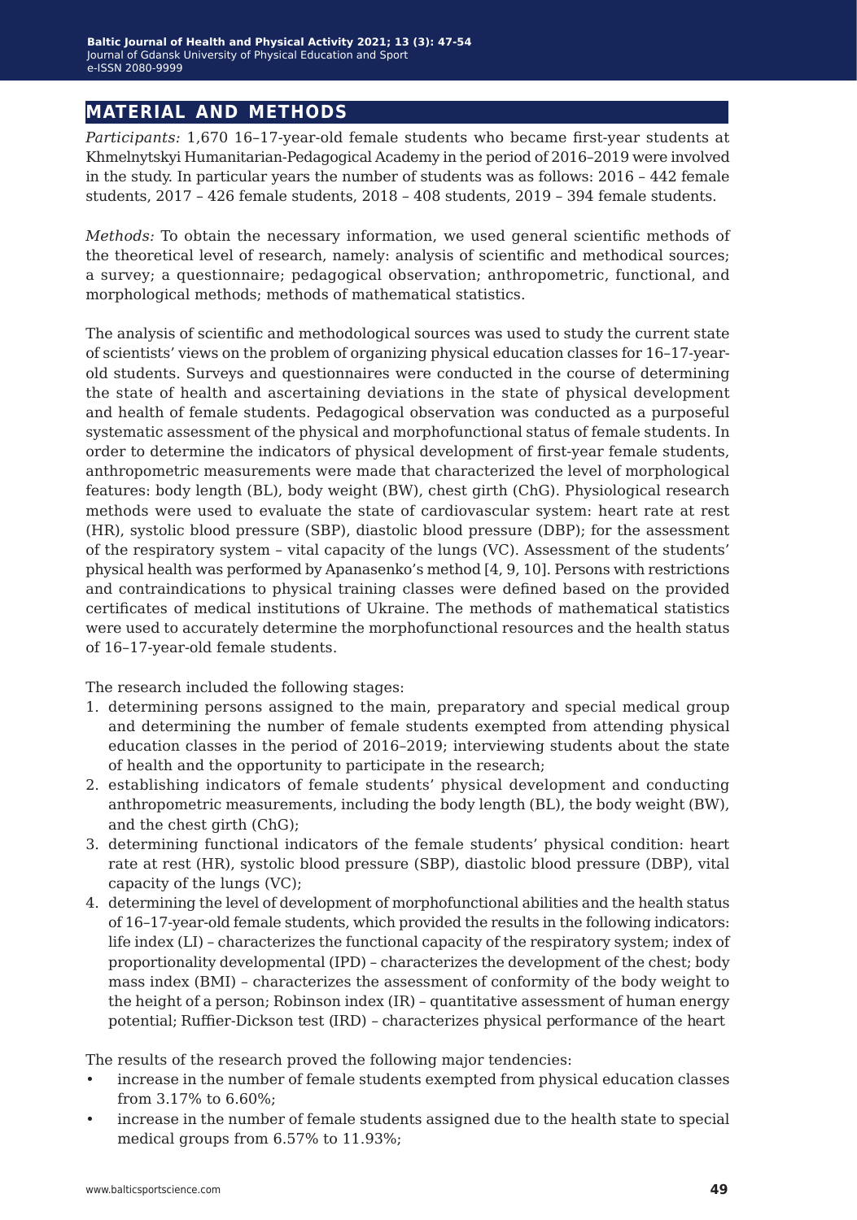## MATERIAL AND METHODS

*Participants:* 1,670 16–17-year-old female students who became first-year students at Khmelnytskyi Humanitarian-Pedagogical Academy in the period of 2016–2019 were involved in the study. In particular years the number of students was as follows: 2016 – 442 female students, 2017 – 426 female students, 2018 – 408 students, 2019 – 394 female students.

*Methods:* To obtain the necessary information, we used general scientific methods of the theoretical level of research, namely: analysis of scientific and methodical sources; a survey; a questionnaire; pedagogical observation; anthropometric, functional, and morphological methods; methods of mathematical statistics.

The analysis of scientific and methodological sources was used to study the current state of scientists' views on the problem of organizing physical education classes for 16–17-year-old students. Surveys and questionnaires were conducted in the course of determining the state of health and ascertaining deviations in the state of physical development and health of female students. Pedagogical observation was conducted as a purposeful systematic assessment of the physical and morphofunctional status of female students. In order to determine the indicators of physical development of first-year female students, anthropometric measurements were made that characterized the level of morphological features: body length (BL), body weight (BW), chest girth (ChG). Physiological research methods were used to evaluate the state of cardiovascular system: heart rate at rest (HR), systolic blood pressure (SBP), diastolic blood pressure (DBP); for the assessment of the respiratory system – vital capacity of the lungs (VC). Assessment of the students' physical health was performed by Apanasenko's method [4, 9, 10]. Persons with restrictions and contraindications to physical training classes were defined based on the provided certificates of medical institutions of Ukraine. The methods of mathematical statistics were used to accurately determine the morphofunctional resources and the health status of 16–17-year-old female students.

The research included the following stages:

1. determining persons assigned to the main, preparatory and special medical group and determining the number of female students exempted from attending physical education classes in the period of 2016–2019; interviewing students about the state of health and the opportunity to participate in the research;
2. establishing indicators of female students' physical development and conducting anthropometric measurements, including the body length (BL), the body weight (BW), and the chest girth (ChG);
3. determining functional indicators of the female students' physical condition: heart rate at rest (HR), systolic blood pressure (SBP), diastolic blood pressure (DBP), vital capacity of the lungs (VC);
4. determining the level of development of morphofunctional abilities and the health status of 16–17-year-old female students, which provided the results in the following indicators: life index (LI) – characterizes the functional capacity of the respiratory system; index of proportionality developmental (IPD) – characterizes the development of the chest; body mass index (BMI) – characterizes the assessment of conformity of the body weight to the height of a person; Robinson index (IR) – quantitative assessment of human energy potential; Ruffier-Dickson test (IRD) – characterizes physical performance of the heart

The results of the research proved the following major tendencies:

- increase in the number of female students exempted from physical education classes from 3.17% to 6.60%;
- increase in the number of female students assigned due to the health state to special medical groups from 6.57% to 11.93%;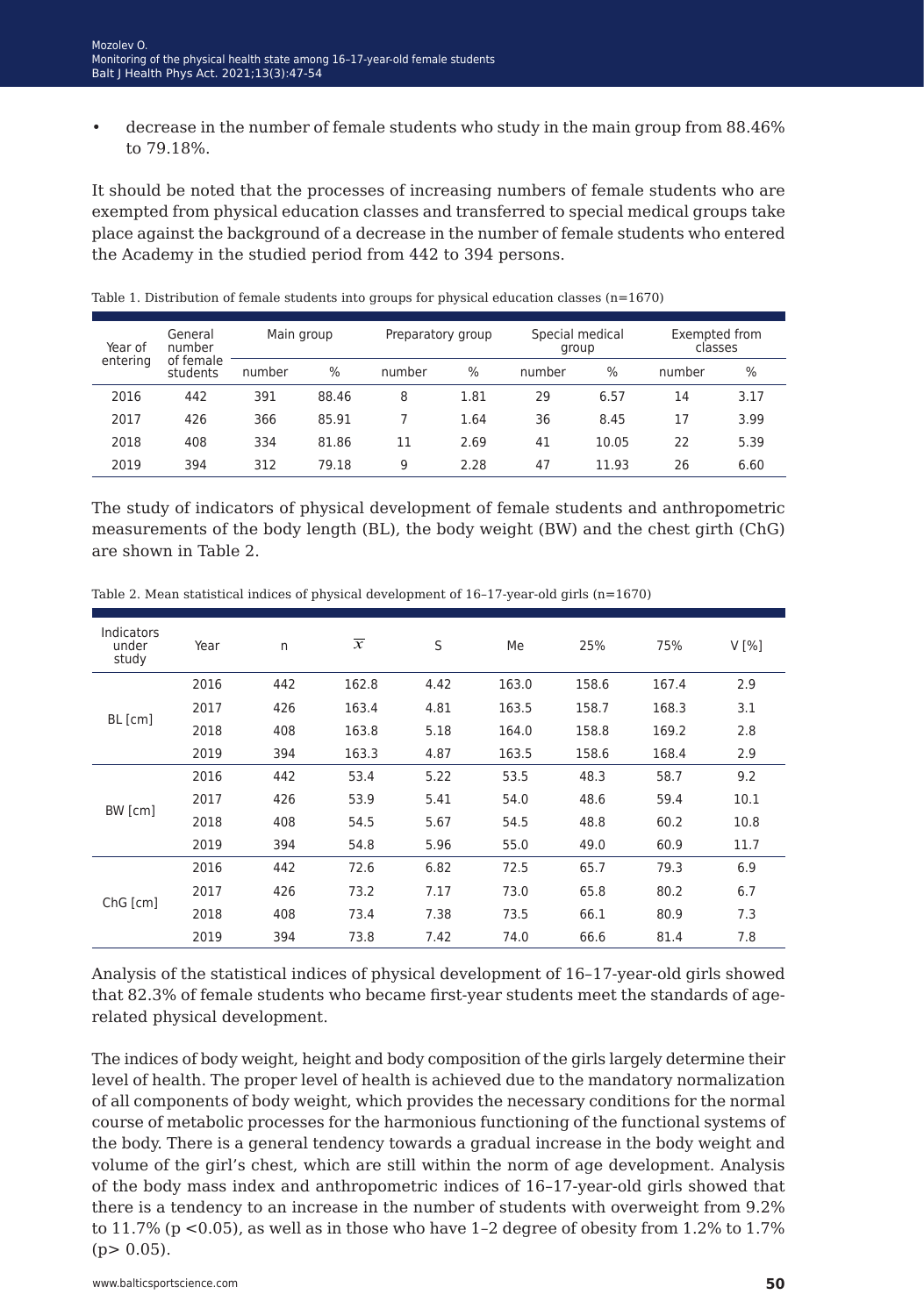- decrease in the number of female students who study in the main group from 88.46% to 79.18%.

It should be noted that the processes of increasing numbers of female students who are exempted from physical education classes and transferred to special medical groups take place against the background of a decrease in the number of female students who entered the Academy in the studied period from 442 to 394 persons.

Table 1. Distribution of female students into groups for physical education classes (n=1670)

| Year of entering | General number of female students | Main group | | Preparatory group | | Special medical group | | Exempted from classes | |
|---|---|---|---|---|---|---|---|---|---|
| | | number | % | number | % | number | % | number | % |
| 2016 | 442 | 391 | 88.46 | 8 | 1.81 | 29 | 6.57 | 14 | 3.17 |
| 2017 | 426 | 366 | 85.91 | 7 | 1.64 | 36 | 8.45 | 17 | 3.99 |
| 2018 | 408 | 334 | 81.86 | 11 | 2.69 | 41 | 10.05 | 22 | 5.39 |
| 2019 | 394 | 312 | 79.18 | 9 | 2.28 | 47 | 11.93 | 26 | 6.60 |

The study of indicators of physical development of female students and anthropometric measurements of the body length (BL), the body weight (BW) and the chest girth (ChG) are shown in Table 2.

Table 2. Mean statistical indices of physical development of 16–17-year-old girls (n=1670)

| Indicators under study | Year | n | $\overline{x}$ | S | Me | 25% | 75% | V [%] |
|---|---|---|---|---|---|---|---|---|
| BL [cm] | 2016 | 442 | 162.8 | 4.42 | 163.0 | 158.6 | 167.4 | 2.9 |
| | 2017 | 426 | 163.4 | 4.81 | 163.5 | 158.7 | 168.3 | 3.1 |
| | 2018 | 408 | 163.8 | 5.18 | 164.0 | 158.8 | 169.2 | 2.8 |
| | 2019 | 394 | 163.3 | 4.87 | 163.5 | 158.6 | 168.4 | 2.9 |
| BW [cm] | 2016 | 442 | 53.4 | 5.22 | 53.5 | 48.3 | 58.7 | 9.2 |
| | 2017 | 426 | 53.9 | 5.41 | 54.0 | 48.6 | 59.4 | 10.1 |
| | 2018 | 408 | 54.5 | 5.67 | 54.5 | 48.8 | 60.2 | 10.8 |
| | 2019 | 394 | 54.8 | 5.96 | 55.0 | 49.0 | 60.9 | 11.7 |
| ChG [cm] | 2016 | 442 | 72.6 | 6.82 | 72.5 | 65.7 | 79.3 | 6.9 |
| | 2017 | 426 | 73.2 | 7.17 | 73.0 | 65.8 | 80.2 | 6.7 |
| | 2018 | 408 | 73.4 | 7.38 | 73.5 | 66.1 | 80.9 | 7.3 |
| | 2019 | 394 | 73.8 | 7.42 | 74.0 | 66.6 | 81.4 | 7.8 |

Analysis of the statistical indices of physical development of 16–17-year-old girls showed that 82.3% of female students who became first-year students meet the standards of age-related physical development.

The indices of body weight, height and body composition of the girls largely determine their level of health. The proper level of health is achieved due to the mandatory normalization of all components of body weight, which provides the necessary conditions for the normal course of metabolic processes for the harmonious functioning of the functional systems of the body. There is a general tendency towards a gradual increase in the body weight and volume of the girl's chest, which are still within the norm of age development. Analysis of the body mass index and anthropometric indices of 16–17-year-old girls showed that there is a tendency to an increase in the number of students with overweight from 9.2% to 11.7% ($p < 0.05$), as well as in those who have 1–2 degree of obesity from 1.2% to 1.7% ($p > 0.05$).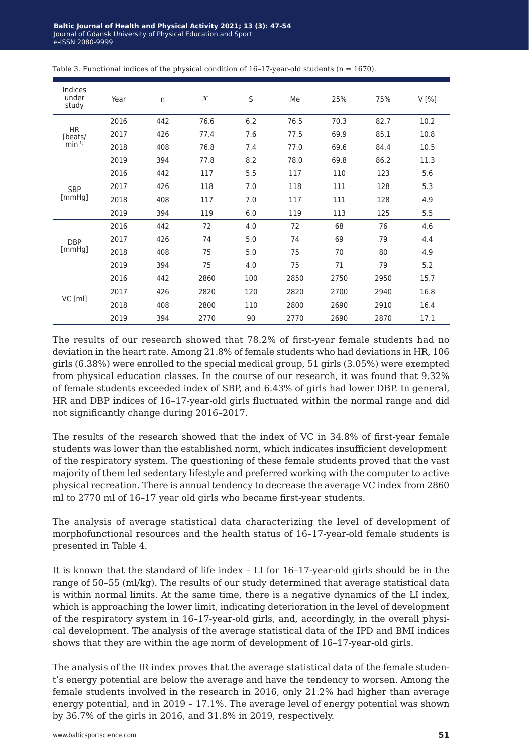Table 3. Functional indices of the physical condition of 16–17-year-old students (n = 1670).

| Indices under study | Year | n | $\overline{x}$ | S | Me | 25% | 75% | V [%] |
|---|---|---|---|---|---|---|---|---|
| HR [beats/min$^{-1}$] | 2016 | 442 | 76.6 | 6.2 | 76.5 | 70.3 | 82.7 | 10.2 |
| | 2017 | 426 | 77.4 | 7.6 | 77.5 | 69.9 | 85.1 | 10.8 |
| | 2018 | 408 | 76.8 | 7.4 | 77.0 | 69.6 | 84.4 | 10.5 |
| | 2019 | 394 | 77.8 | 8.2 | 78.0 | 69.8 | 86.2 | 11.3 |
| SBP [mmHg] | 2016 | 442 | 117 | 5.5 | 117 | 110 | 123 | 5.6 |
| | 2017 | 426 | 118 | 7.0 | 118 | 111 | 128 | 5.3 |
| | 2018 | 408 | 117 | 7.0 | 117 | 111 | 128 | 4.9 |
| | 2019 | 394 | 119 | 6.0 | 119 | 113 | 125 | 5.5 |
| DBP [mmHg] | 2016 | 442 | 72 | 4.0 | 72 | 68 | 76 | 4.6 |
| | 2017 | 426 | 74 | 5.0 | 74 | 69 | 79 | 4.4 |
| | 2018 | 408 | 75 | 5.0 | 75 | 70 | 80 | 4.9 |
| | 2019 | 394 | 75 | 4.0 | 75 | 71 | 79 | 5.2 |
| VC [ml] | 2016 | 442 | 2860 | 100 | 2850 | 2750 | 2950 | 15.7 |
| | 2017 | 426 | 2820 | 120 | 2820 | 2700 | 2940 | 16.8 |
| | 2018 | 408 | 2800 | 110 | 2800 | 2690 | 2910 | 16.4 |
| | 2019 | 394 | 2770 | 90 | 2770 | 2690 | 2870 | 17.1 |

The results of our research showed that 78.2% of first-year female students had no deviation in the heart rate. Among 21.8% of female students who had deviations in HR, 106 girls (6.38%) were enrolled to the special medical group, 51 girls (3.05%) were exempted from physical education classes. In the course of our research, it was found that 9.32% of female students exceeded index of SBP, and 6.43% of girls had lower DBP. In general, HR and DBP indices of 16–17-year-old girls fluctuated within the normal range and did not significantly change during 2016–2017.

The results of the research showed that the index of VC in 34.8% of first-year female students was lower than the established norm, which indicates insufficient development of the respiratory system. The questioning of these female students proved that the vast majority of them led sedentary lifestyle and preferred working with the computer to active physical recreation. There is annual tendency to decrease the average VC index from 2860 ml to 2770 ml of 16–17 year old girls who became first-year students.

The analysis of average statistical data characterizing the level of development of morphofunctional resources and the health status of 16–17-year-old female students is presented in Table 4.

It is known that the standard of life index – LI for 16–17-year-old girls should be in the range of 50–55 (ml/kg). The results of our study determined that average statistical data is within normal limits. At the same time, there is a negative dynamics of the LI index, which is approaching the lower limit, indicating deterioration in the level of development of the respiratory system in 16–17-year-old girls, and, accordingly, in the overall physical development. The analysis of the average statistical data of the IPD and BMI indices shows that they are within the age norm of development of 16–17-year-old girls.

The analysis of the IR index proves that the average statistical data of the female student's energy potential are below the average and have the tendency to worsen. Among the female students involved in the research in 2016, only 21.2% had higher than average energy potential, and in 2019 – 17.1%. The average level of energy potential was shown by 36.7% of the girls in 2016, and 31.8% in 2019, respectively.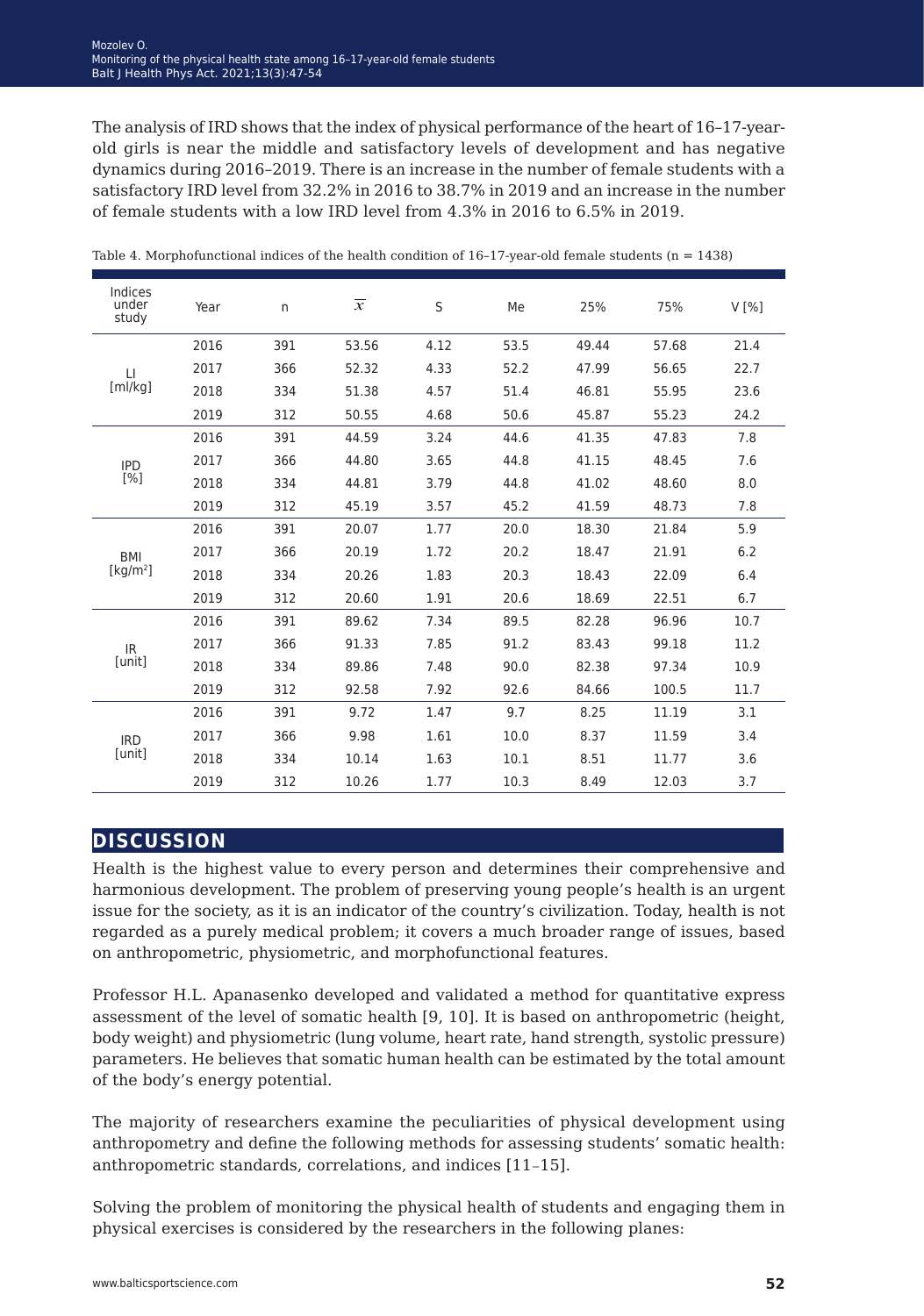The analysis of IRD shows that the index of physical performance of the heart of 16–17-year-old girls is near the middle and satisfactory levels of development and has negative dynamics during 2016–2019. There is an increase in the number of female students with a satisfactory IRD level from 32.2% in 2016 to 38.7% in 2019 and an increase in the number of female students with a low IRD level from 4.3% in 2016 to 6.5% in 2019.

Table 4. Morphofunctional indices of the health condition of 16–17-year-old female students (n = 1438)

| Indices under study | Year | n | $\overline{x}$ | S | Me | 25% | 75% | V [%] |
|---|---|---|---|---|---|---|---|---|
| LI [ml/kg] | 2016 | 391 | 53.56 | 4.12 | 53.5 | 49.44 | 57.68 | 21.4 |
| | 2017 | 366 | 52.32 | 4.33 | 52.2 | 47.99 | 56.65 | 22.7 |
| | 2018 | 334 | 51.38 | 4.57 | 51.4 | 46.81 | 55.95 | 23.6 |
| | 2019 | 312 | 50.55 | 4.68 | 50.6 | 45.87 | 55.23 | 24.2 |
| IPD [%] | 2016 | 391 | 44.59 | 3.24 | 44.6 | 41.35 | 47.83 | 7.8 |
| | 2017 | 366 | 44.80 | 3.65 | 44.8 | 41.15 | 48.45 | 7.6 |
| | 2018 | 334 | 44.81 | 3.79 | 44.8 | 41.02 | 48.60 | 8.0 |
| | 2019 | 312 | 45.19 | 3.57 | 45.2 | 41.59 | 48.73 | 7.8 |
| BMI [kg/m$^2$] | 2016 | 391 | 20.07 | 1.77 | 20.0 | 18.30 | 21.84 | 5.9 |
| | 2017 | 366 | 20.19 | 1.72 | 20.2 | 18.47 | 21.91 | 6.2 |
| | 2018 | 334 | 20.26 | 1.83 | 20.3 | 18.43 | 22.09 | 6.4 |
| | 2019 | 312 | 20.60 | 1.91 | 20.6 | 18.69 | 22.51 | 6.7 |
| IR [unit] | 2016 | 391 | 89.62 | 7.34 | 89.5 | 82.28 | 96.96 | 10.7 |
| | 2017 | 366 | 91.33 | 7.85 | 91.2 | 83.43 | 99.18 | 11.2 |
| | 2018 | 334 | 89.86 | 7.48 | 90.0 | 82.38 | 97.34 | 10.9 |
| | 2019 | 312 | 92.58 | 7.92 | 92.6 | 84.66 | 100.5 | 11.7 |
| IRD [unit] | 2016 | 391 | 9.72 | 1.47 | 9.7 | 8.25 | 11.19 | 3.1 |
| | 2017 | 366 | 9.98 | 1.61 | 10.0 | 8.37 | 11.59 | 3.4 |
| | 2018 | 334 | 10.14 | 1.63 | 10.1 | 8.51 | 11.77 | 3.6 |
| | 2019 | 312 | 10.26 | 1.77 | 10.3 | 8.49 | 12.03 | 3.7 |

## DISCUSSION

Health is the highest value to every person and determines their comprehensive and harmonious development. The problem of preserving young people's health is an urgent issue for the society, as it is an indicator of the country's civilization. Today, health is not regarded as a purely medical problem; it covers a much broader range of issues, based on anthropometric, physiometric, and morphofunctional features.

Professor H.L. Apanasenko developed and validated a method for quantitative express assessment of the level of somatic health [9, 10]. It is based on anthropometric (height, body weight) and physiometric (lung volume, heart rate, hand strength, systolic pressure) parameters. He believes that somatic human health can be estimated by the total amount of the body's energy potential.

The majority of researchers examine the peculiarities of physical development using anthropometry and define the following methods for assessing students' somatic health: anthropometric standards, correlations, and indices [11–15].

Solving the problem of monitoring the physical health of students and engaging them in physical exercises is considered by the researchers in the following planes: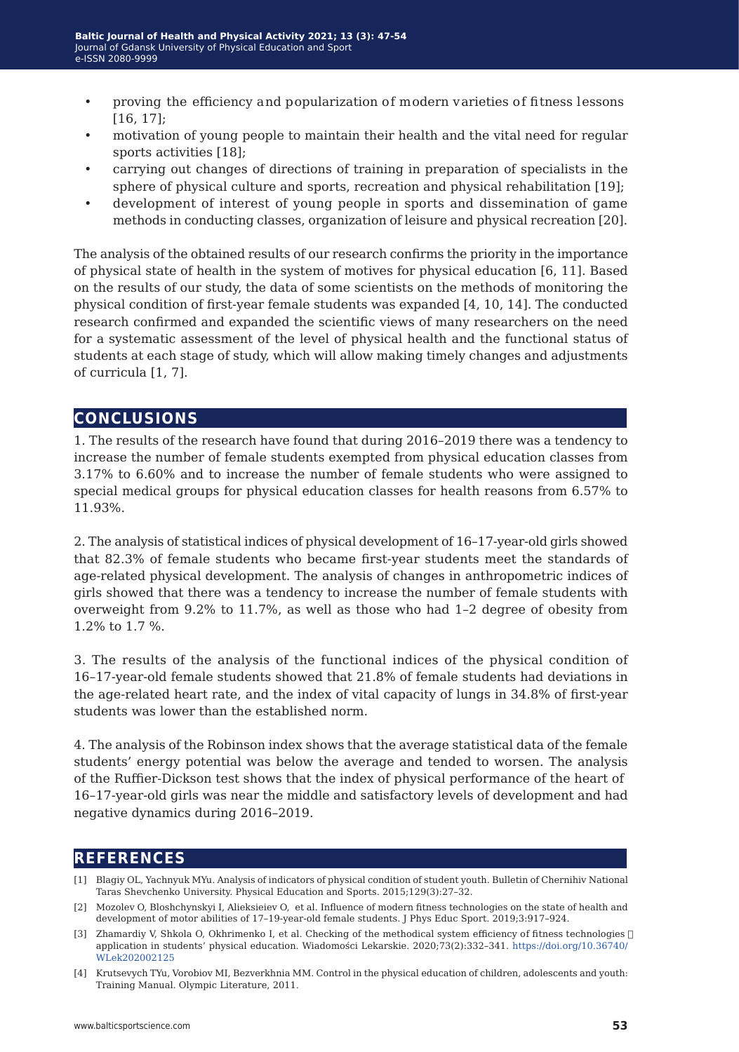- proving the efficiency and popularization of modern varieties of fitness lessons [16, 17];
- motivation of young people to maintain their health and the vital need for regular sports activities [18];
- carrying out changes of directions of training in preparation of specialists in the sphere of physical culture and sports, recreation and physical rehabilitation [19];
- development of interest of young people in sports and dissemination of game methods in conducting classes, organization of leisure and physical recreation [20].

The analysis of the obtained results of our research confirms the priority in the importance of physical state of health in the system of motives for physical education [6, 11]. Based on the results of our study, the data of some scientists on the methods of monitoring the physical condition of first-year female students was expanded [4, 10, 14]. The conducted research confirmed and expanded the scientific views of many researchers on the need for a systematic assessment of the level of physical health and the functional status of students at each stage of study, which will allow making timely changes and adjustments of curricula [1, 7].

## CONCLUSIONS

1. The results of the research have found that during 2016–2019 there was a tendency to increase the number of female students exempted from physical education classes from 3.17% to 6.60% and to increase the number of female students who were assigned to special medical groups for physical education classes for health reasons from 6.57% to 11.93%.

2. The analysis of statistical indices of physical development of 16–17-year-old girls showed that 82.3% of female students who became first-year students meet the standards of age-related physical development. The analysis of changes in anthropometric indices of girls showed that there was a tendency to increase the number of female students with overweight from 9.2% to 11.7%, as well as those who had 1–2 degree of obesity from 1.2% to 1.7 %.

3. The results of the analysis of the functional indices of the physical condition of 16–17-year-old female students showed that 21.8% of female students had deviations in the age-related heart rate, and the index of vital capacity of lungs in 34.8% of first-year students was lower than the established norm.

4. The analysis of the Robinson index shows that the average statistical data of the female students' energy potential was below the average and tended to worsen. The analysis of the Ruffier-Dickson test shows that the index of physical performance of the heart of 16–17-year-old girls was near the middle and satisfactory levels of development and had negative dynamics during 2016–2019.

## REFERENCES

[1] Blagiy OL, Yachnyuk MYu. Analysis of indicators of physical condition of student youth. Bulletin of Chernihiv National Taras Shevchenko University. Physical Education and Sports. 2015;129(3):27–32.

[2] Mozolev O, Bloshchynskyi I, Alieksieiev O, et al. Influence of modern fitness technologies on the state of health and development of motor abilities of 17–19-year-old female students. J Phys Educ Sport. 2019;3:917–924.

[3] Zhamardiy V, Shkola O, Okhrimenko I, et al. Checking of the methodical system efficiency of fitness technologies application in students' physical education. Wiadomości Lekarskie. 2020;73(2):332–341. https://doi.org/10.36740/WLek202002125

[4] Krutsevych TYu, Vorobiov MI, Bezverkhnia MM. Control in the physical education of children, adolescents and youth: Training Manual. Olympic Literature, 2011.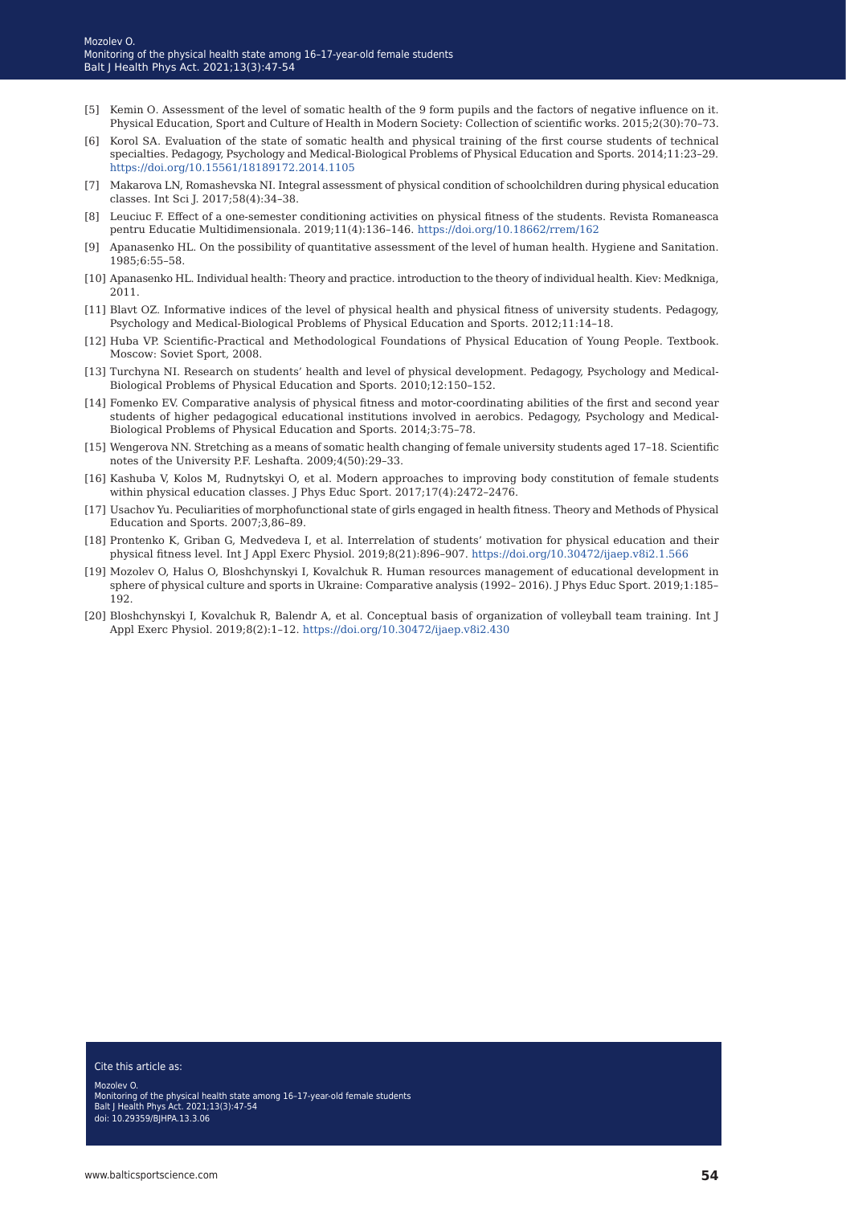[5] Kemin O. Assessment of the level of somatic health of the 9 form pupils and the factors of negative influence on it. Physical Education, Sport and Culture of Health in Modern Society: Collection of scientific works. 2015;2(30):70–73.

[6] Korol SA. Evaluation of the state of somatic health and physical training of the first course students of technical specialties. Pedagogy, Psychology and Medical-Biological Problems of Physical Education and Sports. 2014;11:23–29. https://doi.org/10.15561/18189172.2014.1105

[7] Makarova LN, Romashevska NI. Integral assessment of physical condition of schoolchildren during physical education classes. Int Sci J. 2017;58(4):34–38.

[8] Leuciuc F. Effect of a one-semester conditioning activities on physical fitness of the students. Revista Romaneasca pentru Educatie Multidimensionala. 2019;11(4):136–146. https://doi.org/10.18662/rrem/162

[9] Apanasenko HL. On the possibility of quantitative assessment of the level of human health. Hygiene and Sanitation. 1985;6:55–58.

[10] Apanasenko HL. Individual health: Theory and practice. introduction to the theory of individual health. Kiev: Medkniga, 2011.

[11] Blavt OZ. Informative indices of the level of physical health and physical fitness of university students. Pedagogy, Psychology and Medical-Biological Problems of Physical Education and Sports. 2012;11:14–18.

[12] Huba VP. Scientific-Practical and Methodological Foundations of Physical Education of Young People. Textbook. Moscow: Soviet Sport, 2008.

[13] Turchyna NI. Research on students' health and level of physical development. Pedagogy, Psychology and Medical-Biological Problems of Physical Education and Sports. 2010;12:150–152.

[14] Fomenko EV. Comparative analysis of physical fitness and motor-coordinating abilities of the first and second year students of higher pedagogical educational institutions involved in aerobics. Pedagogy, Psychology and Medical-Biological Problems of Physical Education and Sports. 2014;3:75–78.

[15] Wengerova NN. Stretching as a means of somatic health changing of female university students aged 17–18. Scientific notes of the University P.F. Leshafta. 2009;4(50):29–33.

[16] Kashuba V, Kolos M, Rudnytskyi O, et al. Modern approaches to improving body constitution of female students within physical education classes. J Phys Educ Sport. 2017;17(4):2472–2476.

[17] Usachov Yu. Peculiarities of morphofunctional state of girls engaged in health fitness. Theory and Methods of Physical Education and Sports. 2007;3,86–89.

[18] Prontenko K, Griban G, Medvedeva I, et al. Interrelation of students' motivation for physical education and their physical fitness level. Int J Appl Exerc Physiol. 2019;8(21):896–907. https://doi.org/10.30472/ijaep.v8i2.1.566

[19] Mozolev O, Halus O, Bloshchynskyi I, Kovalchuk R. Human resources management of educational development in sphere of physical culture and sports in Ukraine: Comparative analysis (1992– 2016). J Phys Educ Sport. 2019;1:185–192.

[20] Bloshchynskyi I, Kovalchuk R, Balendr A, et al. Conceptual basis of organization of volleyball team training. Int J Appl Exerc Physiol. 2019;8(2):1–12. https://doi.org/10.30472/ijaep.v8i2.430

Cite this article as:

Mozolev O.
Monitoring of the physical health state among 16–17-year-old female students
Balt J Health Phys Act. 2021;13(3):47-54
doi: 10.29359/BJHPA.13.3.06